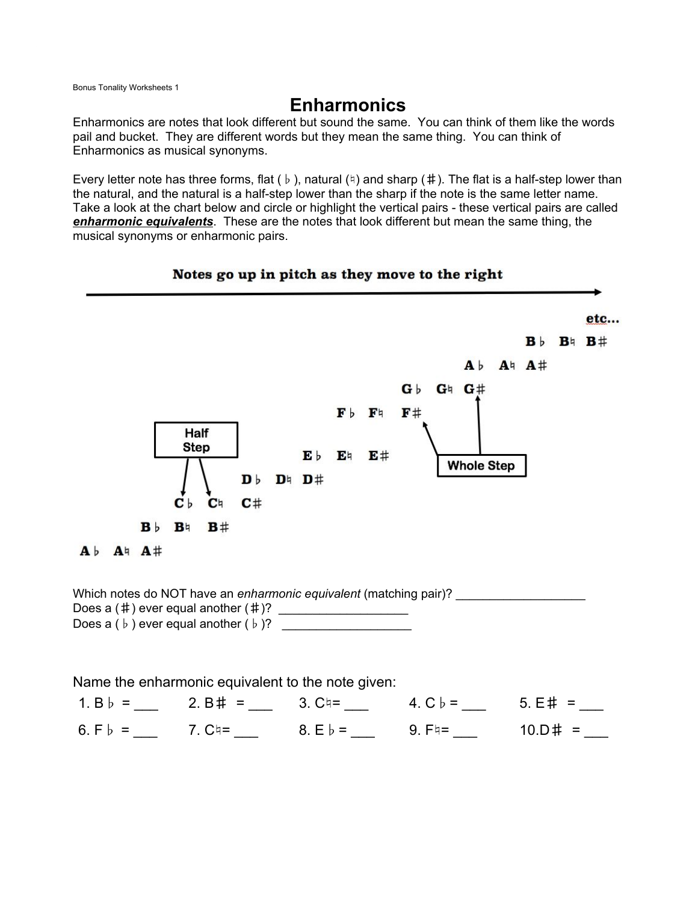Bonus Tonality Worksheets 1

# Enharmonics

Enharmonics are notes that look different but sound the same. You can think of them like the words pail and bucket. They are different words but they mean the same thing. You can think of Enharmonics as musical synonyms.

Every letter note has three forms, flat ( ♭ ), natural (♮) and sharp (♯). The flat is a half-step lower than the natural, and the natural is a half-step lower than the sharp if the note is the same letter name. Take a look at the chart below and circle or highlight the vertical pairs - these vertical pairs are called ***enharmonic equivalents***. These are the notes that look different but mean the same thing, the musical synonyms or enharmonic pairs.

**Notes go up in pitch as they move to the right**

**etc...**

**B♭ B♮ B♯**

**A♭ A♮ A♯**

**G♭ G♮ G♯**

**F♭ F♮ F♯**

**E♭ E♮ E♯**

**D♭ D♮ D♯**

**C♭ C♮ C♯**

**B♭ B♮ B♯**

**A♭ A♮ A♯**

Half Step

Whole Step

Which notes do NOT have an *enharmonic equivalent* (matching pair)? ___________________

Does a (♯) ever equal another (♯)? ___________________

Does a ( ♭ ) ever equal another ( ♭ )? ___________________

Name the enharmonic equivalent to the note given:

1. B♭ = ___
2. B♯ = ___
3. C♮= ___
4. C♭ = ___
5. E♯ = ___
6. F♭ = ___
7. C♮= ___
8. E♭ = ___
9. F♮= ___
10. D♯ = ___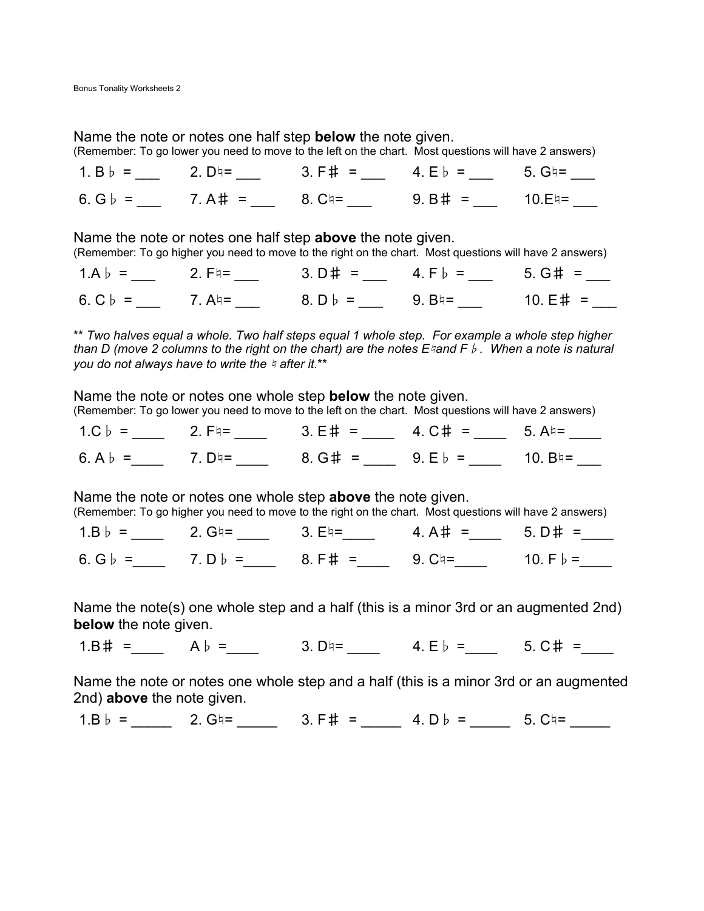Bonus Tonality Worksheets 2

## Name the note or notes one half step **below** the note given.

(Remember: To go lower you need to move to the left on the chart. Most questions will have 2 answers)

1. B♭ = ___ 2. D♮= ___ 3. F♯ = ___ 4. E♭ = ___ 5. G♮= ___

6. G♭ = ___ 7. A♯ = ___ 8. C♮= ___ 9. B♯ = ___ 10.E♮= ___

## Name the note or notes one half step **above** the note given.

(Remember: To go higher you need to move to the right on the chart. Most questions will have 2 answers)

1.A♭ = ___ 2. F♮= ___ 3. D♯ = ___ 4. F♭ = ___ 5. G♯ = ___

6. C♭ = ___ 7. A♮= ___ 8. D♭ = ___ 9. B♮= ___ 10. E♯ = ___

*** Two halves equal a whole. Two half steps equal 1 whole step. For example a whole step higher than D (move 2 columns to the right on the chart) are the notes E♮and F♭. When a note is natural you do not always have to write the ♮ after it.***

## Name the note or notes one whole step **below** the note given.

(Remember: To go lower you need to move to the left on the chart. Most questions will have 2 answers)

1.C♭ = ____ 2. F♮= ____ 3. E♯ = ____ 4. C♯ = ____ 5. A♮= ____

6. A♭ =____ 7. D♮= ____ 8. G♯ = ____ 9. E♭ = ____ 10. B♮= ___

## Name the note or notes one whole step **above** the note given.

(Remember: To go higher you need to move to the right on the chart. Most questions will have 2 answers)

1.B♭ = ____ 2. G♮= ____ 3. E♮=____ 4. A♯ =____ 5. D♯ =____

6. G♭ =____ 7. D♭ =____ 8. F♯ =____ 9. C♮=____ 10. F♭ =____

## Name the note(s) one whole step and a half (this is a minor 3rd or an augmented 2nd) **below** the note given.

1.B♯ =____ A♭ =____ 3. D♮= ____ 4. E♭ =____ 5. C♯ =____

## Name the note or notes one whole step and a half (this is a minor 3rd or an augmented 2nd) **above** the note given.

1.B♭ = _____ 2. G♮= _____ 3. F♯ = _____ 4. D♭ = _____ 5. C♮= _____